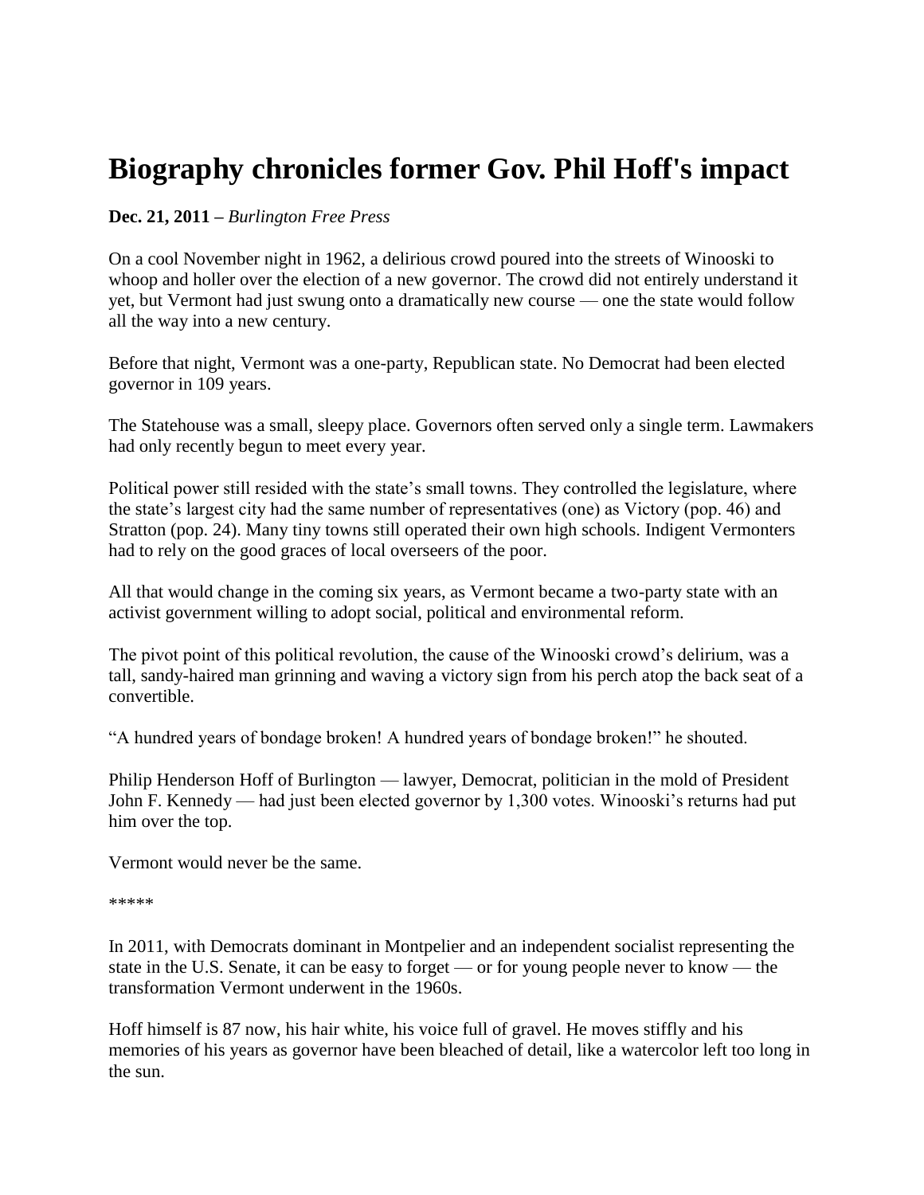# Biography chronicles former Gov. Phil Hoff's impact

**Dec. 21, 2011 –** *Burlington Free Press*

On a cool November night in 1962, a delirious crowd poured into the streets of Winooski to whoop and holler over the election of a new governor. The crowd did not entirely understand it yet, but Vermont had just swung onto a dramatically new course — one the state would follow all the way into a new century.

Before that night, Vermont was a one-party, Republican state. No Democrat had been elected governor in 109 years.

The Statehouse was a small, sleepy place. Governors often served only a single term. Lawmakers had only recently begun to meet every year.

Political power still resided with the state's small towns. They controlled the legislature, where the state's largest city had the same number of representatives (one) as Victory (pop. 46) and Stratton (pop. 24). Many tiny towns still operated their own high schools. Indigent Vermonters had to rely on the good graces of local overseers of the poor.

All that would change in the coming six years, as Vermont became a two-party state with an activist government willing to adopt social, political and environmental reform.

The pivot point of this political revolution, the cause of the Winooski crowd's delirium, was a tall, sandy-haired man grinning and waving a victory sign from his perch atop the back seat of a convertible.

"A hundred years of bondage broken! A hundred years of bondage broken!" he shouted.

Philip Henderson Hoff of Burlington — lawyer, Democrat, politician in the mold of President John F. Kennedy — had just been elected governor by 1,300 votes. Winooski's returns had put him over the top.

Vermont would never be the same.

*****

In 2011, with Democrats dominant in Montpelier and an independent socialist representing the state in the U.S. Senate, it can be easy to forget — or for young people never to know — the transformation Vermont underwent in the 1960s.

Hoff himself is 87 now, his hair white, his voice full of gravel. He moves stiffly and his memories of his years as governor have been bleached of detail, like a watercolor left too long in the sun.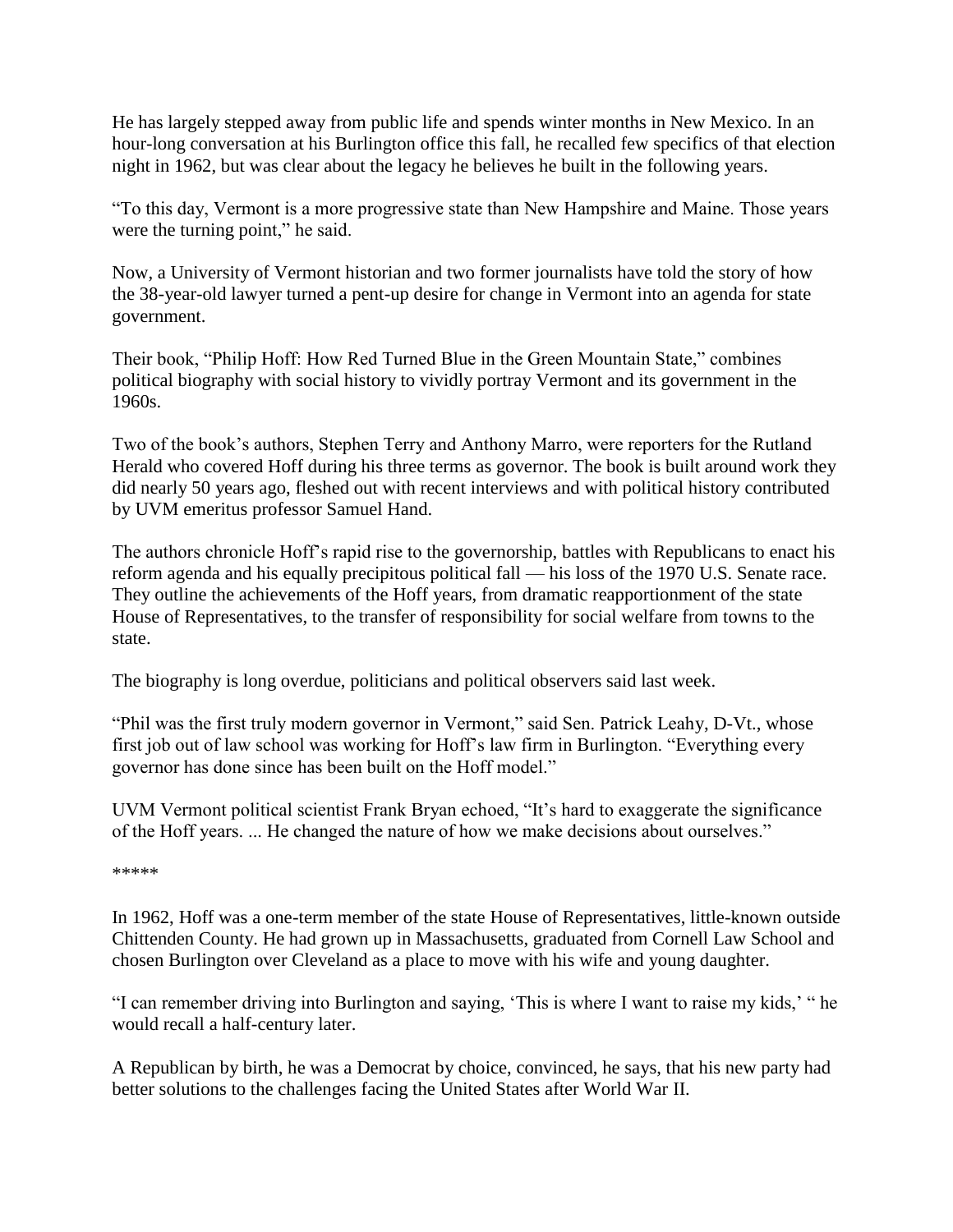He has largely stepped away from public life and spends winter months in New Mexico. In an hour-long conversation at his Burlington office this fall, he recalled few specifics of that election night in 1962, but was clear about the legacy he believes he built in the following years.

"To this day, Vermont is a more progressive state than New Hampshire and Maine. Those years were the turning point," he said.

Now, a University of Vermont historian and two former journalists have told the story of how the 38-year-old lawyer turned a pent-up desire for change in Vermont into an agenda for state government.

Their book, "Philip Hoff: How Red Turned Blue in the Green Mountain State," combines political biography with social history to vividly portray Vermont and its government in the 1960s.

Two of the book's authors, Stephen Terry and Anthony Marro, were reporters for the Rutland Herald who covered Hoff during his three terms as governor. The book is built around work they did nearly 50 years ago, fleshed out with recent interviews and with political history contributed by UVM emeritus professor Samuel Hand.

The authors chronicle Hoff's rapid rise to the governorship, battles with Republicans to enact his reform agenda and his equally precipitous political fall — his loss of the 1970 U.S. Senate race. They outline the achievements of the Hoff years, from dramatic reapportionment of the state House of Representatives, to the transfer of responsibility for social welfare from towns to the state.

The biography is long overdue, politicians and political observers said last week.

"Phil was the first truly modern governor in Vermont," said Sen. Patrick Leahy, D-Vt., whose first job out of law school was working for Hoff's law firm in Burlington. "Everything every governor has done since has been built on the Hoff model."

UVM Vermont political scientist Frank Bryan echoed, "It's hard to exaggerate the significance of the Hoff years. ... He changed the nature of how we make decisions about ourselves."

*****

In 1962, Hoff was a one-term member of the state House of Representatives, little-known outside Chittenden County. He had grown up in Massachusetts, graduated from Cornell Law School and chosen Burlington over Cleveland as a place to move with his wife and young daughter.

"I can remember driving into Burlington and saying, 'This is where I want to raise my kids,' " he would recall a half-century later.

A Republican by birth, he was a Democrat by choice, convinced, he says, that his new party had better solutions to the challenges facing the United States after World War II.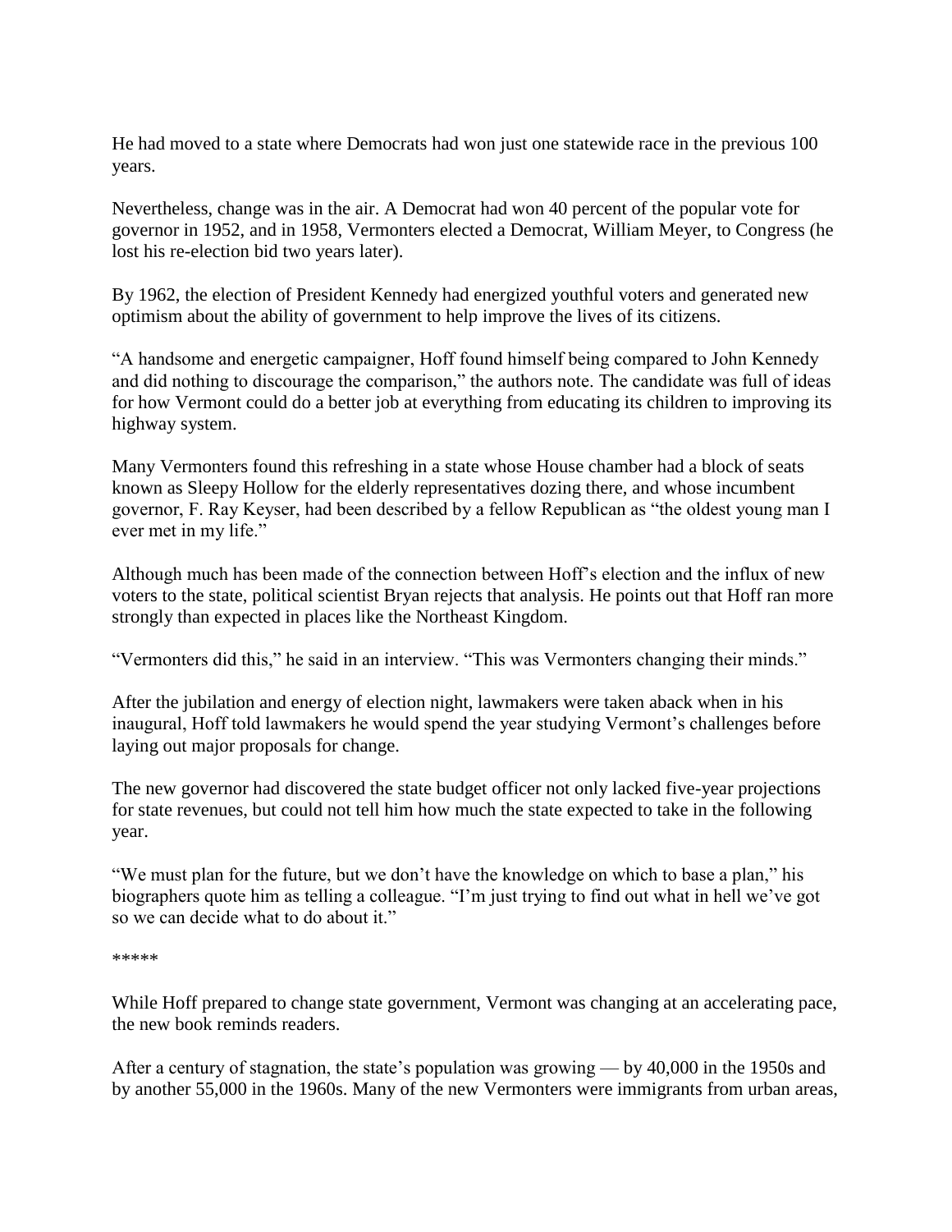He had moved to a state where Democrats had won just one statewide race in the previous 100 years.

Nevertheless, change was in the air. A Democrat had won 40 percent of the popular vote for governor in 1952, and in 1958, Vermonters elected a Democrat, William Meyer, to Congress (he lost his re-election bid two years later).

By 1962, the election of President Kennedy had energized youthful voters and generated new optimism about the ability of government to help improve the lives of its citizens.

"A handsome and energetic campaigner, Hoff found himself being compared to John Kennedy and did nothing to discourage the comparison," the authors note. The candidate was full of ideas for how Vermont could do a better job at everything from educating its children to improving its highway system.

Many Vermonters found this refreshing in a state whose House chamber had a block of seats known as Sleepy Hollow for the elderly representatives dozing there, and whose incumbent governor, F. Ray Keyser, had been described by a fellow Republican as "the oldest young man I ever met in my life."

Although much has been made of the connection between Hoff's election and the influx of new voters to the state, political scientist Bryan rejects that analysis. He points out that Hoff ran more strongly than expected in places like the Northeast Kingdom.

"Vermonters did this," he said in an interview. "This was Vermonters changing their minds."

After the jubilation and energy of election night, lawmakers were taken aback when in his inaugural, Hoff told lawmakers he would spend the year studying Vermont's challenges before laying out major proposals for change.

The new governor had discovered the state budget officer not only lacked five-year projections for state revenues, but could not tell him how much the state expected to take in the following year.

"We must plan for the future, but we don't have the knowledge on which to base a plan," his biographers quote him as telling a colleague. "I'm just trying to find out what in hell we've got so we can decide what to do about it."

*****

While Hoff prepared to change state government, Vermont was changing at an accelerating pace, the new book reminds readers.

After a century of stagnation, the state's population was growing — by 40,000 in the 1950s and by another 55,000 in the 1960s. Many of the new Vermonters were immigrants from urban areas,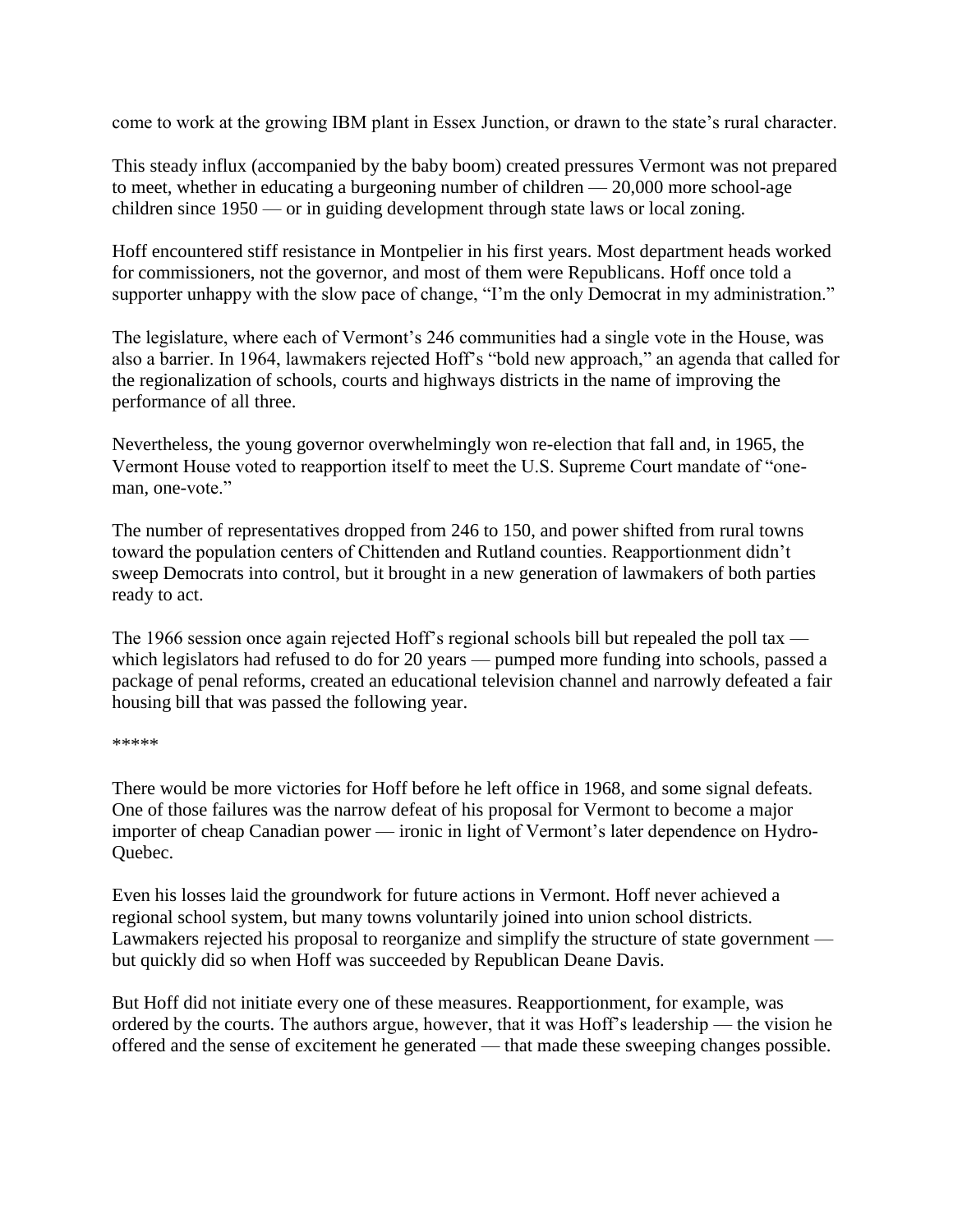come to work at the growing IBM plant in Essex Junction, or drawn to the state's rural character.

This steady influx (accompanied by the baby boom) created pressures Vermont was not prepared to meet, whether in educating a burgeoning number of children — 20,000 more school-age children since 1950 — or in guiding development through state laws or local zoning.

Hoff encountered stiff resistance in Montpelier in his first years. Most department heads worked for commissioners, not the governor, and most of them were Republicans. Hoff once told a supporter unhappy with the slow pace of change, "I'm the only Democrat in my administration."

The legislature, where each of Vermont's 246 communities had a single vote in the House, was also a barrier. In 1964, lawmakers rejected Hoff's "bold new approach," an agenda that called for the regionalization of schools, courts and highways districts in the name of improving the performance of all three.

Nevertheless, the young governor overwhelmingly won re-election that fall and, in 1965, the Vermont House voted to reapportion itself to meet the U.S. Supreme Court mandate of "one-man, one-vote."

The number of representatives dropped from 246 to 150, and power shifted from rural towns toward the population centers of Chittenden and Rutland counties. Reapportionment didn't sweep Democrats into control, but it brought in a new generation of lawmakers of both parties ready to act.

The 1966 session once again rejected Hoff's regional schools bill but repealed the poll tax — which legislators had refused to do for 20 years — pumped more funding into schools, passed a package of penal reforms, created an educational television channel and narrowly defeated a fair housing bill that was passed the following year.

*****

There would be more victories for Hoff before he left office in 1968, and some signal defeats. One of those failures was the narrow defeat of his proposal for Vermont to become a major importer of cheap Canadian power — ironic in light of Vermont's later dependence on Hydro-Quebec.

Even his losses laid the groundwork for future actions in Vermont. Hoff never achieved a regional school system, but many towns voluntarily joined into union school districts. Lawmakers rejected his proposal to reorganize and simplify the structure of state government — but quickly did so when Hoff was succeeded by Republican Deane Davis.

But Hoff did not initiate every one of these measures. Reapportionment, for example, was ordered by the courts. The authors argue, however, that it was Hoff's leadership — the vision he offered and the sense of excitement he generated — that made these sweeping changes possible.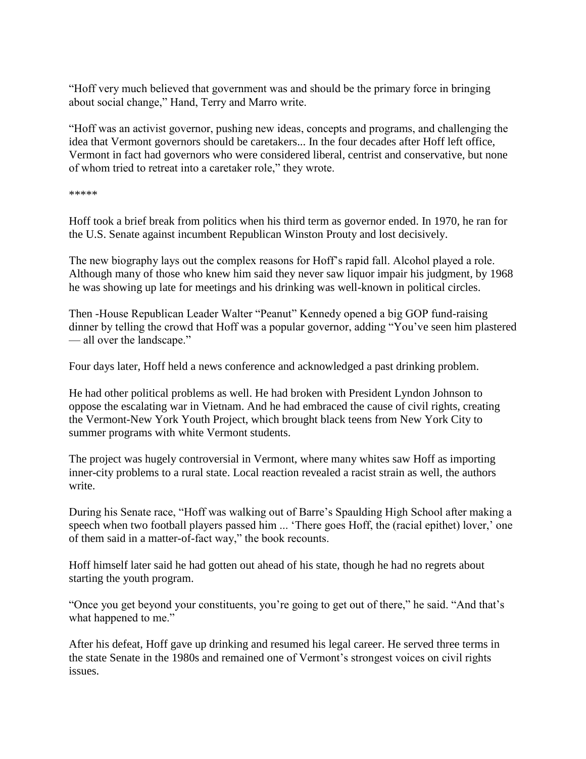“Hoff very much believed that government was and should be the primary force in bringing about social change,” Hand, Terry and Marro write.

“Hoff was an activist governor, pushing new ideas, concepts and programs, and challenging the idea that Vermont governors should be caretakers... In the four decades after Hoff left office, Vermont in fact had governors who were considered liberal, centrist and conservative, but none of whom tried to retreat into a caretaker role,” they wrote.

*****

Hoff took a brief break from politics when his third term as governor ended. In 1970, he ran for the U.S. Senate against incumbent Republican Winston Prouty and lost decisively.

The new biography lays out the complex reasons for Hoff’s rapid fall. Alcohol played a role. Although many of those who knew him said they never saw liquor impair his judgment, by 1968 he was showing up late for meetings and his drinking was well-known in political circles.

Then -House Republican Leader Walter “Peanut” Kennedy opened a big GOP fund-raising dinner by telling the crowd that Hoff was a popular governor, adding “You’ve seen him plastered — all over the landscape.”

Four days later, Hoff held a news conference and acknowledged a past drinking problem.

He had other political problems as well. He had broken with President Lyndon Johnson to oppose the escalating war in Vietnam. And he had embraced the cause of civil rights, creating the Vermont-New York Youth Project, which brought black teens from New York City to summer programs with white Vermont students.

The project was hugely controversial in Vermont, where many whites saw Hoff as importing inner-city problems to a rural state. Local reaction revealed a racist strain as well, the authors write.

During his Senate race, “Hoff was walking out of Barre’s Spaulding High School after making a speech when two football players passed him ... ‘There goes Hoff, the (racial epithet) lover,’ one of them said in a matter-of-fact way,” the book recounts.

Hoff himself later said he had gotten out ahead of his state, though he had no regrets about starting the youth program.

“Once you get beyond your constituents, you’re going to get out of there,” he said. “And that’s what happened to me.”

After his defeat, Hoff gave up drinking and resumed his legal career. He served three terms in the state Senate in the 1980s and remained one of Vermont’s strongest voices on civil rights issues.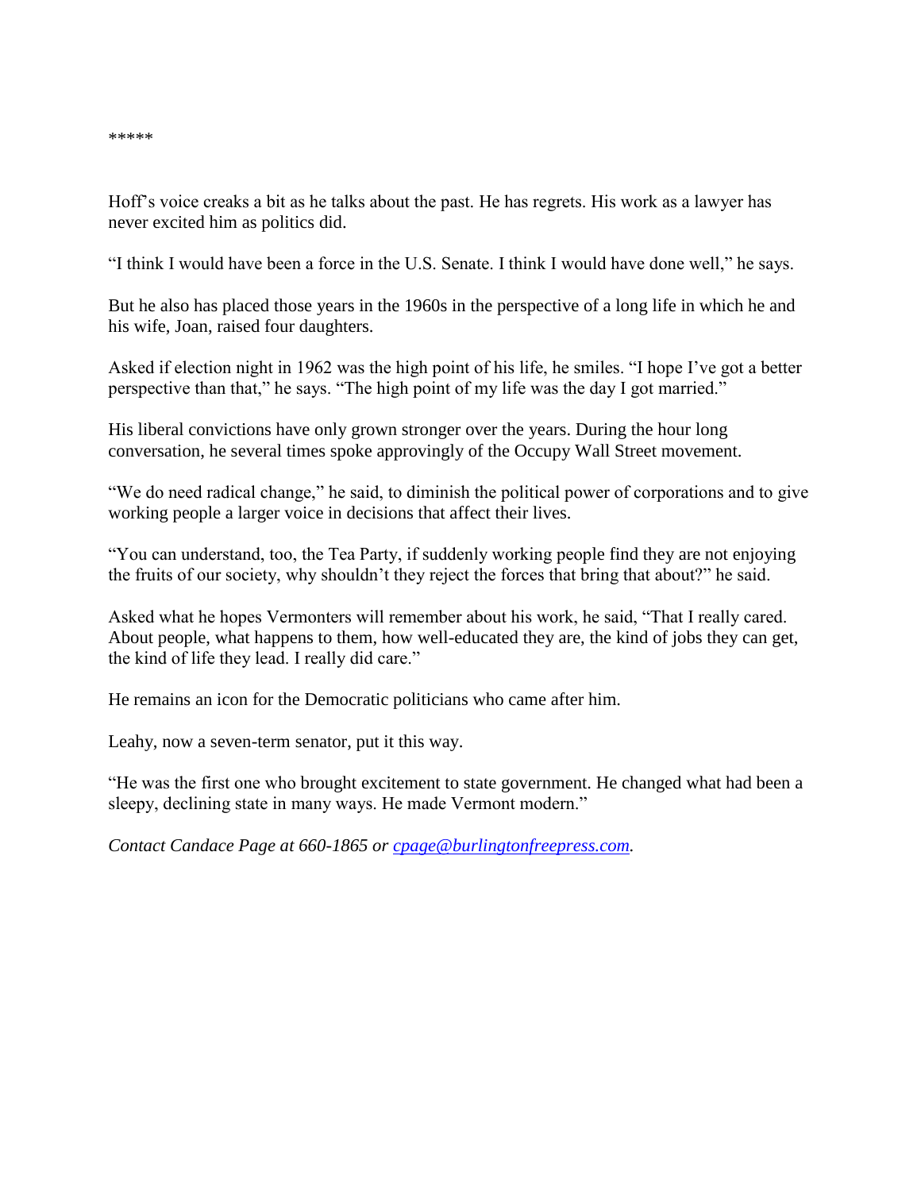*****

Hoff's voice creaks a bit as he talks about the past. He has regrets. His work as a lawyer has never excited him as politics did.

"I think I would have been a force in the U.S. Senate. I think I would have done well," he says.

But he also has placed those years in the 1960s in the perspective of a long life in which he and his wife, Joan, raised four daughters.

Asked if election night in 1962 was the high point of his life, he smiles. "I hope I've got a better perspective than that," he says. "The high point of my life was the day I got married."

His liberal convictions have only grown stronger over the years. During the hour long conversation, he several times spoke approvingly of the Occupy Wall Street movement.

"We do need radical change," he said, to diminish the political power of corporations and to give working people a larger voice in decisions that affect their lives.

"You can understand, too, the Tea Party, if suddenly working people find they are not enjoying the fruits of our society, why shouldn't they reject the forces that bring that about?" he said.

Asked what he hopes Vermonters will remember about his work, he said, "That I really cared. About people, what happens to them, how well-educated they are, the kind of jobs they can get, the kind of life they lead. I really did care."

He remains an icon for the Democratic politicians who came after him.

Leahy, now a seven-term senator, put it this way.

"He was the first one who brought excitement to state government. He changed what had been a sleepy, declining state in many ways. He made Vermont modern."

*Contact Candace Page at 660-1865 or cpage@burlingtonfreepress.com.*